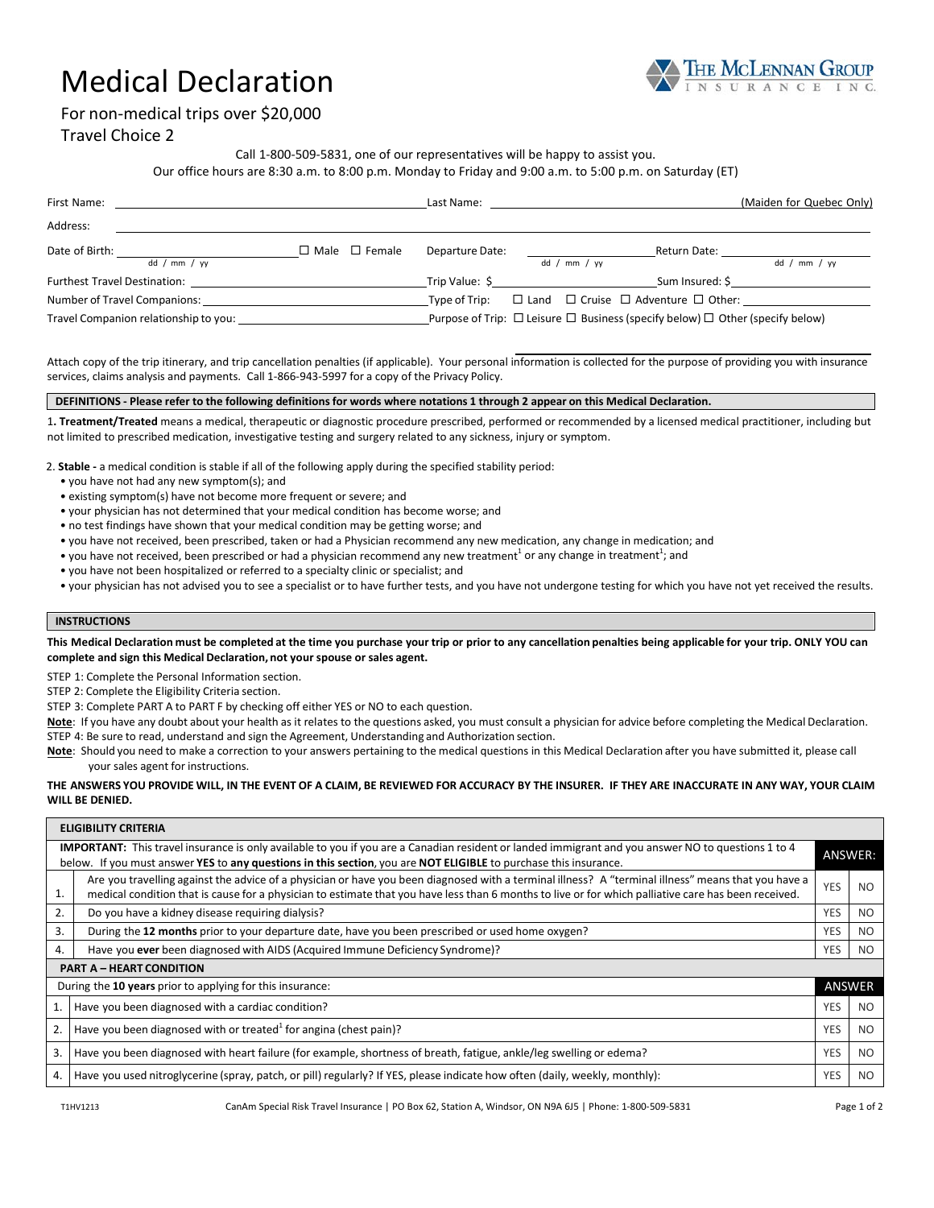# Medical Declaration

THE McLENNAN GROUP INSURANCE INC.

For non-medical trips over $20,000

Travel Choice 2

Call 1-800-509-5831, one of our representatives will be happy to assist you.
Our office hours are 8:30 a.m. to 8:00 p.m. Monday to Friday and 9:00 a.m. to 5:00 p.m. on Saturday (ET)

First Name: ______________________ Last Name: ______________________ (Maiden for Quebec Only)

Address: ______________________

Date of Birth: ________ (dd / mm / yy) ☐ Male ☐ Female Departure Date: ________ (dd / mm / yy) Return Date: ________ (dd / mm / yy)

Furthest Travel Destination: ______________________ Trip Value: $__________ Sum Insured: $__________

Number of Travel Companions: ______________________ Type of Trip: ☐ Land ☐ Cruise ☐ Adventure ☐ Other: __________

Travel Companion relationship to you: ______________________ Purpose of Trip: ☐ Leisure ☐ Business (specify below) ☐ Other (specify below)

______________________

Attach copy of the trip itinerary, and trip cancellation penalties (if applicable). Your personal information is collected for the purpose of providing you with insurance services, claims analysis and payments. Call 1-866-943-5997 for a copy of the Privacy Policy.

**DEFINITIONS - Please refer to the following definitions for words where notations 1 through 2 appear on this Medical Declaration.**

1. **Treatment/Treated** means a medical, therapeutic or diagnostic procedure prescribed, performed or recommended by a licensed medical practitioner, including but not limited to prescribed medication, investigative testing and surgery related to any sickness, injury or symptom.

2. **Stable -** a medical condition is stable if all of the following apply during the specified stability period:
   - you have not had any new symptom(s); and
   - existing symptom(s) have not become more frequent or severe; and
   - your physician has not determined that your medical condition has become worse; and
   - no test findings have shown that your medical condition may be getting worse; and
   - you have not received, been prescribed, taken or had a Physician recommend any new medication, any change in medication; and
   - you have not received, been prescribed or had a physician recommend any new treatment[1] or any change in treatment[1]; and
   - you have not been hospitalized or referred to a specialty clinic or specialist; and
   - your physician has not advised you to see a specialist or to have further tests, and you have not undergone testing for which you have not yet received the results.

**INSTRUCTIONS**

**This Medical Declaration must be completed at the time you purchase your trip or prior to any cancellation penalties being applicable for your trip. ONLY YOU can complete and sign this Medical Declaration, not your spouse or sales agent.**

STEP 1: Complete the Personal Information section.
STEP 2: Complete the Eligibility Criteria section.
STEP 3: Complete PART A to PART F by checking off either YES or NO to each question.
**Note**: If you have any doubt about your health as it relates to the questions asked, you must consult a physician for advice before completing the Medical Declaration.
STEP 4: Be sure to read, understand and sign the Agreement, Understanding and Authorization section.
**Note**: Should you need to make a correction to your answers pertaining to the medical questions in this Medical Declaration after you have submitted it, please call your sales agent for instructions.

**THE ANSWERS YOU PROVIDE WILL, IN THE EVENT OF A CLAIM, BE REVIEWED FOR ACCURACY BY THE INSURER. IF THEY ARE INACCURATE IN ANY WAY, YOUR CLAIM WILL BE DENIED.**

| **ELIGIBILITY CRITERIA** | | | |
|---|---|---|---|
| **IMPORTANT:** This travel insurance is only available to you if you are a Canadian resident or landed immigrant and you answer NO to questions 1 to 4 below. If you must answer **YES** to **any questions in this section**, you are **NOT ELIGIBLE** to purchase this insurance. | | ANSWER: | |
| 1. | Are you travelling against the advice of a physician or have you been diagnosed with a terminal illness? A "terminal illness" means that you have a medical condition that is cause for a physician to estimate that you have less than 6 months to live or for which palliative care has been received. | YES | NO |
| 2. | Do you have a kidney disease requiring dialysis? | YES | NO |
| 3. | During the **12 months** prior to your departure date, have you been prescribed or used home oxygen? | YES | NO |
| 4. | Have you **ever** been diagnosed with AIDS (Acquired Immune Deficiency Syndrome)? | YES | NO |
| **PART A – HEART CONDITION** | | | |
| During the **10 years** prior to applying for this insurance: | | ANSWER | |
| 1. | Have you been diagnosed with a cardiac condition? | YES | NO |
| 2. | Have you been diagnosed with or treated[1] for angina (chest pain)? | YES | NO |
| 3. | Have you been diagnosed with heart failure (for example, shortness of breath, fatigue, ankle/leg swelling or edema? | YES | NO |
| 4. | Have you used nitroglycerine (spray, patch, or pill) regularly? If YES, please indicate how often (daily, weekly, monthly): | YES | NO |

T1HV1213 CanAm Special Risk Travel Insurance | PO Box 62, Station A, Windsor, ON N9A 6J5 | Phone: 1-800-509-5831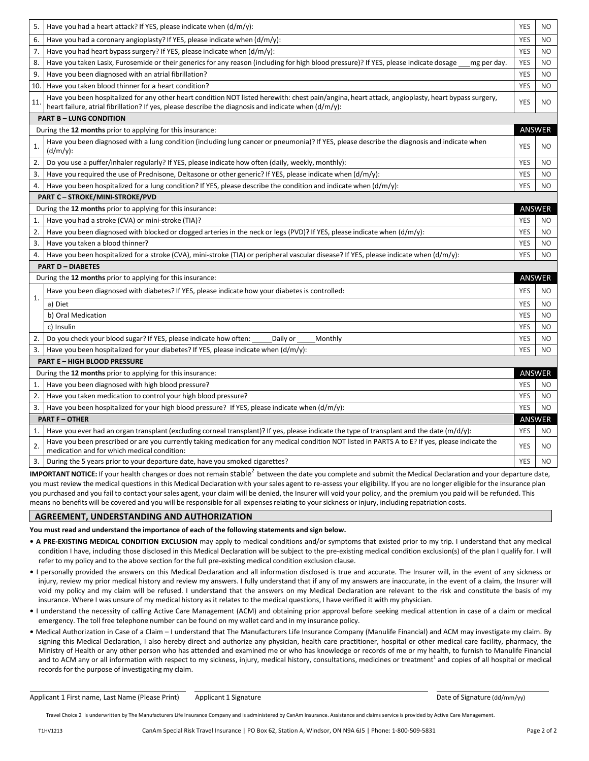| | | | |
|---|---|---|---|
| 5. | Have you had a heart attack? If YES, please indicate when (d/m/y): | YES | NO |
| 6. | Have you had a coronary angioplasty? If YES, please indicate when (d/m/y): | YES | NO |
| 7. | Have you had heart bypass surgery? If YES, please indicate when (d/m/y): | YES | NO |
| 8. | Have you taken Lasix, Furosemide or their generics for any reason (including for high blood pressure)? If YES, please indicate dosage ___mg per day. | YES | NO |
| 9. | Have you been diagnosed with an atrial fibrillation? | YES | NO |
| 10. | Have you taken blood thinner for a heart condition? | YES | NO |
| 11. | Have you been hospitalized for any other heart condition NOT listed herewith: chest pain/angina, heart attack, angioplasty, heart bypass surgery, heart failure, atrial fibrillation? If yes, please describe the diagnosis and indicate when (d/m/y): | YES | NO |
| | **PART B – LUNG CONDITION** | | |
| | During the **12 months** prior to applying for this insurance: | ANSWER | |
| 1. | Have you been diagnosed with a lung condition (including lung cancer or pneumonia)? If YES, please describe the diagnosis and indicate when (d/m/y): | YES | NO |
| 2. | Do you use a puffer/inhaler regularly? If YES, please indicate how often (daily, weekly, monthly): | YES | NO |
| 3. | Have you required the use of Prednisone, Deltasone or other generic? If YES, please indicate when (d/m/y): | YES | NO |
| 4. | Have you been hospitalized for a lung condition? If YES, please describe the condition and indicate when (d/m/y): | YES | NO |
| | **PART C – STROKE/MINI-STROKE/PVD** | | |
| | During the **12 months** prior to applying for this insurance: | ANSWER | |
| 1. | Have you had a stroke (CVA) or mini-stroke (TIA)? | YES | NO |
| 2. | Have you been diagnosed with blocked or clogged arteries in the neck or legs (PVD)? If YES, please indicate when (d/m/y): | YES | NO |
| 3. | Have you taken a blood thinner? | YES | NO |
| 4. | Have you been hospitalized for a stroke (CVA), mini-stroke (TIA) or peripheral vascular disease? If YES, please indicate when (d/m/y): | YES | NO |
| | **PART D – DIABETES** | | |
| | During the **12 months** prior to applying for this insurance: | ANSWER | |
| 1. | Have you been diagnosed with diabetes? If YES, please indicate how your diabetes is controlled: | YES | NO |
| | a) Diet | YES | NO |
| | b) Oral Medication | YES | NO |
| | c) Insulin | YES | NO |
| 2. | Do you check your blood sugar? If YES, please indicate how often: _____Daily or _____Monthly | YES | NO |
| 3. | Have you been hospitalized for your diabetes? If YES, please indicate when (d/m/y): | YES | NO |
| | **PART E – HIGH BLOOD PRESSURE** | | |
| | During the **12 months** prior to applying for this insurance: | ANSWER | |
| 1. | Have you been diagnosed with high blood pressure? | YES | NO |
| 2. | Have you taken medication to control your high blood pressure? | YES | NO |
| 3. | Have you been hospitalized for your high blood pressure? If YES, please indicate when (d/m/y): | YES | NO |
| | **PART F – OTHER** | ANSWER | |
| 1. | Have you ever had an organ transplant (excluding corneal transplant)? If yes, please indicate the type of transplant and the date (m/d/y): | YES | NO |
| 2. | Have you been prescribed or are you currently taking medication for any medical condition NOT listed in PARTS A to E? If yes, please indicate the medication and for which medical condition: | YES | NO |
| 3. | During the 5 years prior to your departure date, have you smoked cigarettes? | YES | NO |

**IMPORTANT NOTICE:** If your health changes or does not remain stable[2] between the date you complete and submit the Medical Declaration and your departure date, you must review the medical questions in this Medical Declaration with your sales agent to re-assess your eligibility. If you are no longer eligible for the insurance plan you purchased and you fail to contact your sales agent, your claim will be denied, the Insurer will void your policy, and the premium you paid will be refunded. This means no benefits will be covered and you will be responsible for all expenses relating to your sickness or injury, including repatriation costs.

## AGREEMENT, UNDERSTANDING AND AUTHORIZATION

**You must read and understand the importance of each of the following statements and sign below.**

- **A PRE-EXISTING MEDICAL CONDITION EXCLUSION** may apply to medical conditions and/or symptoms that existed prior to my trip. I understand that any medical condition I have, including those disclosed in this Medical Declaration will be subject to the pre-existing medical condition exclusion(s) of the plan I qualify for. I will refer to my policy and to the above section for the full pre-existing medical condition exclusion clause.
- I personally provided the answers on this Medical Declaration and all information disclosed is true and accurate. The Insurer will, in the event of any sickness or injury, review my prior medical history and review my answers. I fully understand that if any of my answers are inaccurate, in the event of a claim, the Insurer will void my policy and my claim will be refused. I understand that the answers on my Medical Declaration are relevant to the risk and constitute the basis of my insurance. Where I was unsure of my medical history as it relates to the medical questions, I have verified it with my physician.
- I understand the necessity of calling Active Care Management (ACM) and obtaining prior approval before seeking medical attention in case of a claim or medical emergency. The toll free telephone number can be found on my wallet card and in my insurance policy.
- Medical Authorization in Case of a Claim – I understand that The Manufacturers Life Insurance Company (Manulife Financial) and ACM may investigate my claim. By signing this Medical Declaration, I also hereby direct and authorize any physician, health care practitioner, hospital or other medical care facility, pharmacy, the Ministry of Health or any other person who has attended and examined me or who has knowledge or records of me or my health, to furnish to Manulife Financial and to ACM any or all information with respect to my sickness, injury, medical history, consultations, medicines or treatment[1] and copies of all hospital or medical records for the purpose of investigating my claim.

Applicant 1 First name, Last Name (Please Print) ____________ Applicant 1 Signature ____________ Date of Signature (dd/mm/yy) ____________

Travel Choice 2 is underwritten by The Manufacturers Life Insurance Company and is administered by CanAm Insurance. Assistance and claims service is provided by Active Care Management.

T1HV1213 CanAm Special Risk Travel Insurance | PO Box 62, Station A, Windsor, ON N9A 6J5 | Phone: 1-800-509-5831